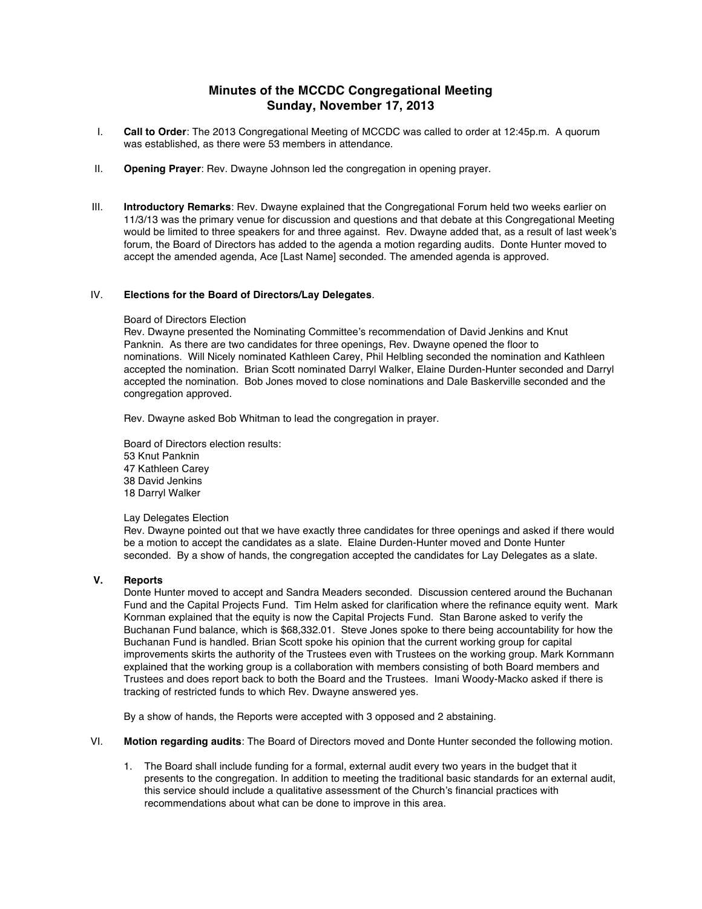# Minutes of the MCCDC Congregational Meeting
## Sunday, November 17, 2013

I. **Call to Order**: The 2013 Congregational Meeting of MCCDC was called to order at 12:45p.m. A quorum was established, as there were 53 members in attendance.

II. **Opening Prayer**: Rev. Dwayne Johnson led the congregation in opening prayer.

III. **Introductory Remarks**: Rev. Dwayne explained that the Congregational Forum held two weeks earlier on 11/3/13 was the primary venue for discussion and questions and that debate at this Congregational Meeting would be limited to three speakers for and three against. Rev. Dwayne added that, as a result of last week's forum, the Board of Directors has added to the agenda a motion regarding audits. Donte Hunter moved to accept the amended agenda, Ace [Last Name] seconded. The amended agenda is approved.

IV. **Elections for the Board of Directors/Lay Delegates**.

Board of Directors Election
Rev. Dwayne presented the Nominating Committee's recommendation of David Jenkins and Knut Panknin. As there are two candidates for three openings, Rev. Dwayne opened the floor to nominations. Will Nicely nominated Kathleen Carey, Phil Helbling seconded the nomination and Kathleen accepted the nomination. Brian Scott nominated Darryl Walker, Elaine Durden-Hunter seconded and Darryl accepted the nomination. Bob Jones moved to close nominations and Dale Baskerville seconded and the congregation approved.

Rev. Dwayne asked Bob Whitman to lead the congregation in prayer.

Board of Directors election results:
53 Knut Panknin
47 Kathleen Carey
38 David Jenkins
18 Darryl Walker

Lay Delegates Election
Rev. Dwayne pointed out that we have exactly three candidates for three openings and asked if there would be a motion to accept the candidates as a slate. Elaine Durden-Hunter moved and Donte Hunter seconded. By a show of hands, the congregation accepted the candidates for Lay Delegates as a slate.

V. **Reports**
Donte Hunter moved to accept and Sandra Meaders seconded. Discussion centered around the Buchanan Fund and the Capital Projects Fund. Tim Helm asked for clarification where the refinance equity went. Mark Kornman explained that the equity is now the Capital Projects Fund. Stan Barone asked to verify the Buchanan Fund balance, which is $68,332.01. Steve Jones spoke to there being accountability for how the Buchanan Fund is handled. Brian Scott spoke his opinion that the current working group for capital improvements skirts the authority of the Trustees even with Trustees on the working group. Mark Kornmann explained that the working group is a collaboration with members consisting of both Board members and Trustees and does report back to both the Board and the Trustees. Imani Woody-Macko asked if there is tracking of restricted funds to which Rev. Dwayne answered yes.

By a show of hands, the Reports were accepted with 3 opposed and 2 abstaining.

VI. **Motion regarding audits**: The Board of Directors moved and Donte Hunter seconded the following motion.

1. The Board shall include funding for a formal, external audit every two years in the budget that it presents to the congregation. In addition to meeting the traditional basic standards for an external audit, this service should include a qualitative assessment of the Church's financial practices with recommendations about what can be done to improve in this area.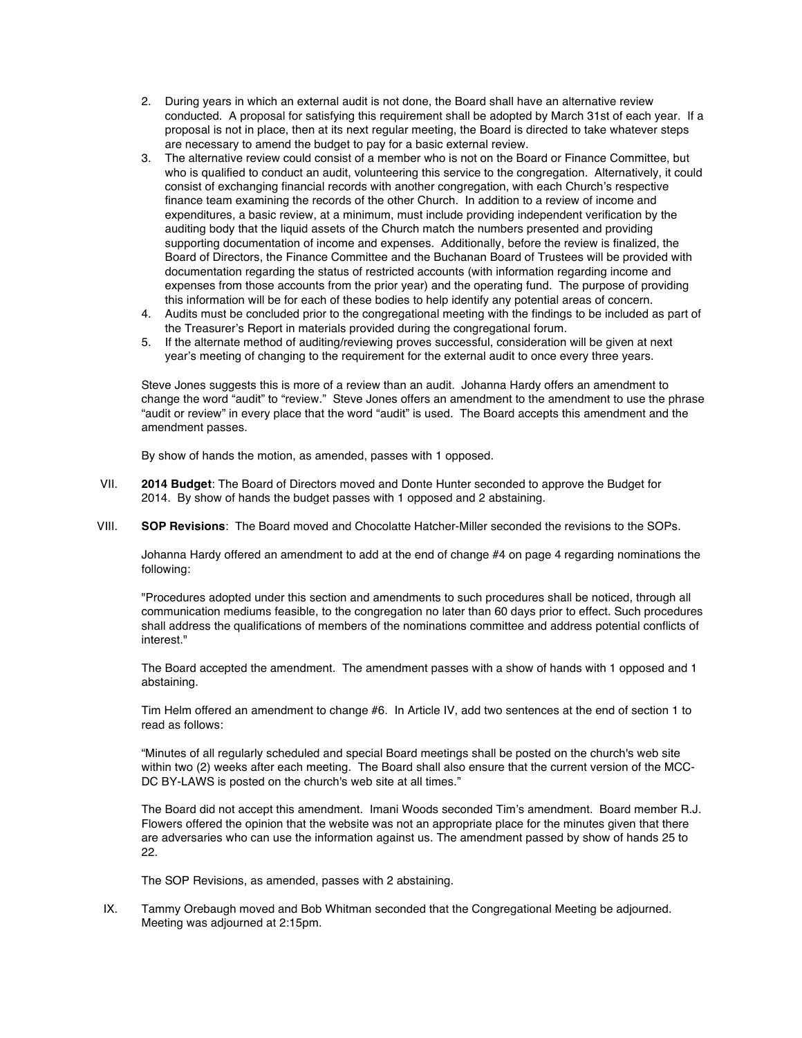2. During years in which an external audit is not done, the Board shall have an alternative review conducted. A proposal for satisfying this requirement shall be adopted by March 31st of each year. If a proposal is not in place, then at its next regular meeting, the Board is directed to take whatever steps are necessary to amend the budget to pay for a basic external review.
3. The alternative review could consist of a member who is not on the Board or Finance Committee, but who is qualified to conduct an audit, volunteering this service to the congregation. Alternatively, it could consist of exchanging financial records with another congregation, with each Church's respective finance team examining the records of the other Church. In addition to a review of income and expenditures, a basic review, at a minimum, must include providing independent verification by the auditing body that the liquid assets of the Church match the numbers presented and providing supporting documentation of income and expenses. Additionally, before the review is finalized, the Board of Directors, the Finance Committee and the Buchanan Board of Trustees will be provided with documentation regarding the status of restricted accounts (with information regarding income and expenses from those accounts from the prior year) and the operating fund. The purpose of providing this information will be for each of these bodies to help identify any potential areas of concern.
4. Audits must be concluded prior to the congregational meeting with the findings to be included as part of the Treasurer's Report in materials provided during the congregational forum.
5. If the alternate method of auditing/reviewing proves successful, consideration will be given at next year's meeting of changing to the requirement for the external audit to once every three years.

Steve Jones suggests this is more of a review than an audit. Johanna Hardy offers an amendment to change the word "audit" to "review." Steve Jones offers an amendment to the amendment to use the phrase "audit or review" in every place that the word "audit" is used. The Board accepts this amendment and the amendment passes.

By show of hands the motion, as amended, passes with 1 opposed.

VII. **2014 Budget**: The Board of Directors moved and Donte Hunter seconded to approve the Budget for 2014. By show of hands the budget passes with 1 opposed and 2 abstaining.

VIII. **SOP Revisions**: The Board moved and Chocolatte Hatcher-Miller seconded the revisions to the SOPs.

Johanna Hardy offered an amendment to add at the end of change #4 on page 4 regarding nominations the following:

"Procedures adopted under this section and amendments to such procedures shall be noticed, through all communication mediums feasible, to the congregation no later than 60 days prior to effect. Such procedures shall address the qualifications of members of the nominations committee and address potential conflicts of interest."

The Board accepted the amendment. The amendment passes with a show of hands with 1 opposed and 1 abstaining.

Tim Helm offered an amendment to change #6. In Article IV, add two sentences at the end of section 1 to read as follows:

"Minutes of all regularly scheduled and special Board meetings shall be posted on the church's web site within two (2) weeks after each meeting. The Board shall also ensure that the current version of the MCC-DC BY-LAWS is posted on the church's web site at all times."

The Board did not accept this amendment. Imani Woods seconded Tim's amendment. Board member R.J. Flowers offered the opinion that the website was not an appropriate place for the minutes given that there are adversaries who can use the information against us. The amendment passed by show of hands 25 to 22.

The SOP Revisions, as amended, passes with 2 abstaining.

IX. Tammy Orebaugh moved and Bob Whitman seconded that the Congregational Meeting be adjourned. Meeting was adjourned at 2:15pm.